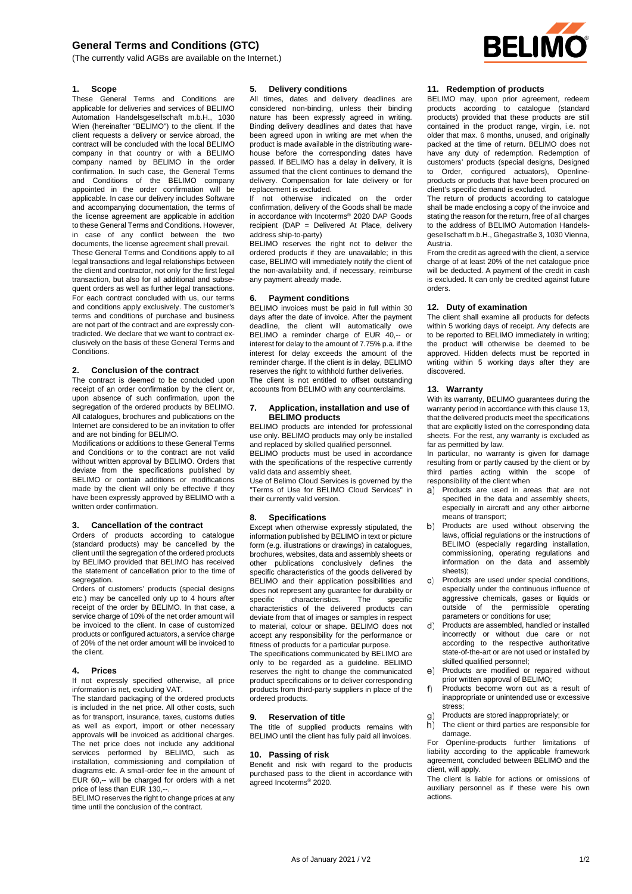# General Terms and Conditions (GTC)

(The currently valid AGBs are available on the Internet.)

## 1. Scope

These General Terms and Conditions are applicable for deliveries and services of BELIMO Automation Handelsgesellschaft m.b.H., 1030 Wien (hereinafter "BELIMO") to the client. If the client requests a delivery or service abroad, the contract will be concluded with the local BELIMO company in that country or with a BELIMO company named by BELIMO in the order confirmation. In such case, the General Terms and Conditions of the BELIMO company appointed in the order confirmation will be applicable. In case our delivery includes Software and accompanying documentation, the terms of the license agreement are applicable in addition to these General Terms and Conditions. However, in case of any conflict between the two documents, the license agreement shall prevail.

These General Terms and Conditions apply to all legal transactions and legal relationships between the client and contractor, not only for the first legal transaction, but also for all additional and subsequent orders as well as further legal transactions. For each contract concluded with us, our terms and conditions apply exclusively. The customer's terms and conditions of purchase and business are not part of the contract and are expressly contradicted. We declare that we want to contract exclusively on the basis of these General Terms and Conditions.

## 2. Conclusion of the contract

The contract is deemed to be concluded upon receipt of an order confirmation by the client or, upon absence of such confirmation, upon the segregation of the ordered products by BELIMO. All catalogues, brochures and publications on the Internet are considered to be an invitation to offer and are not binding for BELIMO.

Modifications or additions to these General Terms and Conditions or to the contract are not valid without written approval by BELIMO. Orders that deviate from the specifications published by BELIMO or contain additions or modifications made by the client will only be effective if they have been expressly approved by BELIMO with a written order confirmation.

## 3. Cancellation of the contract

Orders of products according to catalogue (standard products) may be cancelled by the client until the segregation of the ordered products by BELIMO provided that BELIMO has received the statement of cancellation prior to the time of segregation.

Orders of customers' products (special designs etc.) may be cancelled only up to 4 hours after receipt of the order by BELIMO. In that case, a service charge of 10% of the net order amount will be invoiced to the client. In case of customized products or configured actuators, a service charge of 20% of the net order amount will be invoiced to the client.

## 4. Prices

If not expressly specified otherwise, all price information is net, excluding VAT.

The standard packaging of the ordered products is included in the net price. All other costs, such as for transport, insurance, taxes, customs duties as well as export, import or other necessary approvals will be invoiced as additional charges. The net price does not include any additional services performed by BELIMO, such as installation, commissioning and compilation of diagrams etc. A small-order fee in the amount of EUR 60,-- will be charged for orders with a net price of less than EUR 130,--.

BELIMO reserves the right to change prices at any time until the conclusion of the contract.

## 5. Delivery conditions

All times, dates and delivery deadlines are considered non-binding, unless their binding nature has been expressly agreed in writing. Binding delivery deadlines and dates that have been agreed upon in writing are met when the product is made available in the distributing warehouse before the corresponding dates have passed. If BELIMO has a delay in delivery, it is assumed that the client continues to demand the delivery. Compensation for late delivery or for replacement is excluded.

If not otherwise indicated on the order confirmation, delivery of the Goods shall be made in accordance with Incoterms® 2020 DAP Goods recipient (DAP = Delivered At Place, delivery address ship-to-party)

BELIMO reserves the right not to deliver the ordered products if they are unavailable; in this case, BELIMO will immediately notify the client of the non-availability and, if necessary, reimburse any payment already made.

## 6. Payment conditions

BELIMO invoices must be paid in full within 30 days after the date of invoice. After the payment deadline, the client will automatically owe BELIMO a reminder charge of EUR 40,-- or interest for delay to the amount of 7.75% p.a. if the interest for delay exceeds the amount of the reminder charge. If the client is in delay, BELIMO reserves the right to withhold further deliveries.

The client is not entitled to offset outstanding accounts from BELIMO with any counterclaims.

## 7. Application, installation and use of BELIMO products

BELIMO products are intended for professional use only. BELIMO products may only be installed and replaced by skilled qualified personnel.

BELIMO products must be used in accordance with the specifications of the respective currently valid data and assembly sheet.

Use of Belimo Cloud Services is governed by the "Terms of Use for BELIMO Cloud Services" in their currently valid version.

## 8. Specifications

Except when otherwise expressly stipulated, the information published by BELIMO in text or picture form (e.g. illustrations or drawings) in catalogues, brochures, websites, data and assembly sheets or other publications conclusively defines the specific characteristics of the goods delivered by BELIMO and their application possibilities and does not represent any guarantee for durability or specific characteristics. The specific characteristics of the delivered products can deviate from that of images or samples in respect to material, colour or shape. BELIMO does not accept any responsibility for the performance or fitness of products for a particular purpose.

The specifications communicated by BELIMO are only to be regarded as a guideline. BELIMO reserves the right to change the communicated product specifications or to deliver corresponding products from third-party suppliers in place of the ordered products.

## 9. Reservation of title

The title of supplied products remains with BELIMO until the client has fully paid all invoices.

## 10. Passing of risk

Benefit and risk with regard to the products purchased pass to the client in accordance with agreed Incoterms® 2020.

## 11. Redemption of products

BELIMO may, upon prior agreement, redeem products according to catalogue (standard products) provided that these products are still contained in the product range, virgin, i.e. not older that max. 6 months, unused, and originally packed at the time of return. BELIMO does not have any duty of redemption. Redemption of customers' products (special designs, Designed to Order, configured actuators), Openline-products or products that have been procured on client's specific demand is excluded.

The return of products according to catalogue shall be made enclosing a copy of the invoice and stating the reason for the return, free of all charges to the address of BELIMO Automation Handelsgesellschaft m.b.H., Ghegastraße 3, 1030 Vienna, Austria.

From the credit as agreed with the client, a service charge of at least 20% of the net catalogue price will be deducted. A payment of the credit in cash is excluded. It can only be credited against future orders.

## 12. Duty of examination

The client shall examine all products for defects within 5 working days of receipt. Any defects are to be reported to BELIMO immediately in writing; the product will otherwise be deemed to be approved. Hidden defects must be reported in writing within 5 working days after they are discovered.

## 13. Warranty

With its warranty, BELIMO guarantees during the warranty period in accordance with this clause 13, that the delivered products meet the specifications that are explicitly listed on the corresponding data sheets. For the rest, any warranty is excluded as far as permitted by law.

In particular, no warranty is given for damage resulting from or partly caused by the client or by third parties acting within the scope of responsibility of the client when

a) Products are used in areas that are not specified in the data and assembly sheets, especially in aircraft and any other airborne means of transport;
b) Products are used without observing the laws, official regulations or the instructions of BELIMO (especially regarding installation, commissioning, operating regulations and information on the data and assembly sheets);
c) Products are used under special conditions, especially under the continuous influence of aggressive chemicals, gases or liquids or outside of the permissible operating parameters or conditions for use;
d) Products are assembled, handled or installed incorrectly or without due care or not according to the respective authoritative state-of-the-art or are not used or installed by skilled qualified personnel;
e) Products are modified or repaired without prior written approval of BELIMO;
f) Products become worn out as a result of inappropriate or unintended use or excessive stress;
g) Products are stored inappropriately; or
h) The client or third parties are responsible for damage.

For Openline-products further limitations of liability according to the applicable framework agreement, concluded between BELIMO and the client, will apply.

The client is liable for actions or omissions of auxiliary personnel as if these were his own actions.

As of January 2021 / V2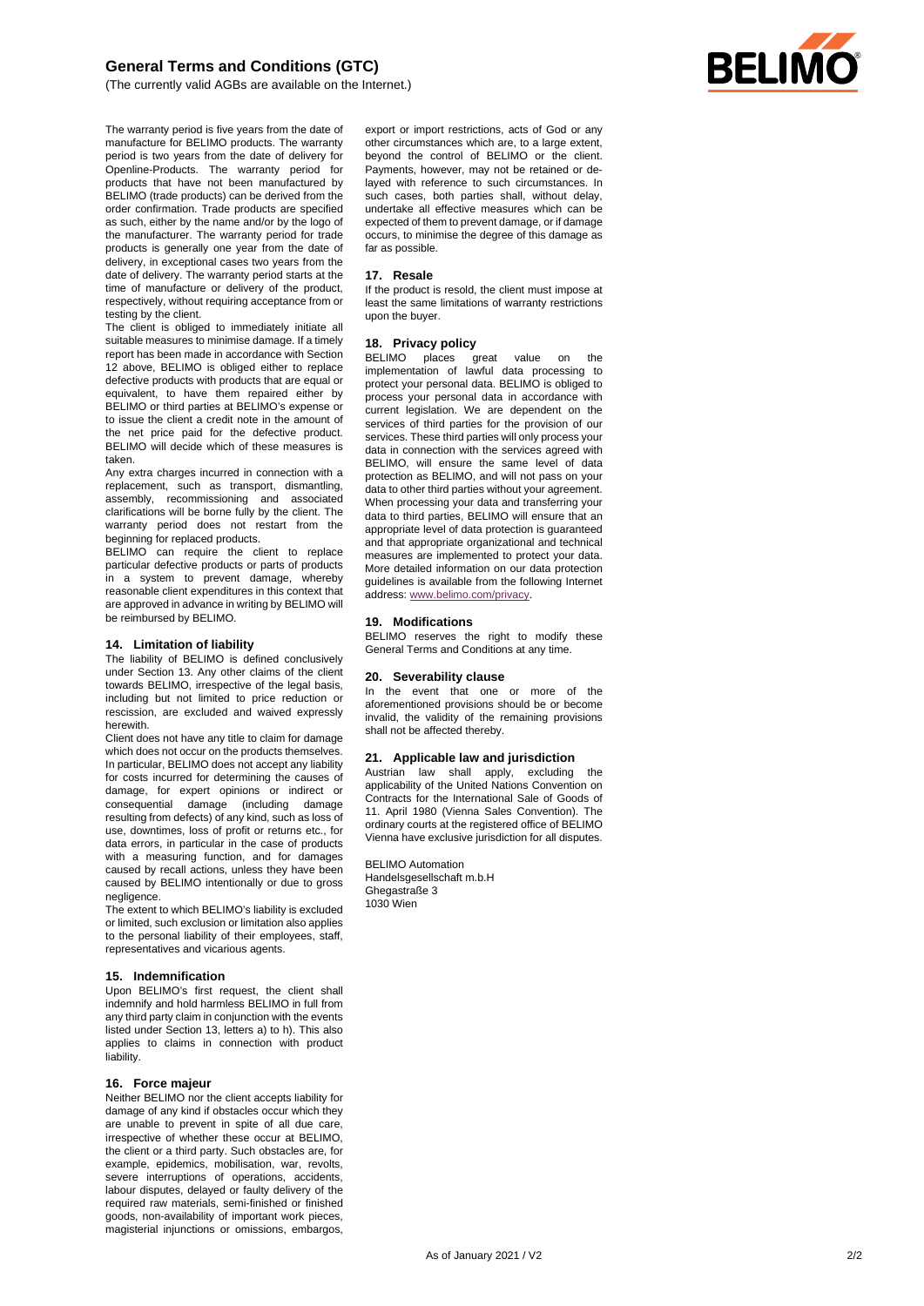# General Terms and Conditions (GTC)

(The currently valid AGBs are available on the Internet.)

The warranty period is five years from the date of manufacture for BELIMO products. The warranty period is two years from the date of delivery for Openline-Products. The warranty period for products that have not been manufactured by BELIMO (trade products) can be derived from the order confirmation. Trade products are specified as such, either by the name and/or by the logo of the manufacturer. The warranty period for trade products is generally one year from the date of delivery, in exceptional cases two years from the date of delivery. The warranty period starts at the time of manufacture or delivery of the product, respectively, without requiring acceptance from or testing by the client.

The client is obliged to immediately initiate all suitable measures to minimise damage. If a timely report has been made in accordance with Section 12 above, BELIMO is obliged either to replace defective products with products that are equal or equivalent, to have them repaired either by BELIMO or third parties at BELIMO's expense or to issue the client a credit note in the amount of the net price paid for the defective product. BELIMO will decide which of these measures is taken.

Any extra charges incurred in connection with a replacement, such as transport, dismantling, assembly, recommissioning and associated clarifications will be borne fully by the client. The warranty period does not restart from the beginning for replaced products.

BELIMO can require the client to replace particular defective products or parts of products in a system to prevent damage, whereby reasonable client expenditures in this context that are approved in advance in writing by BELIMO will be reimbursed by BELIMO.

## 14. Limitation of liability

The liability of BELIMO is defined conclusively under Section 13. Any other claims of the client towards BELIMO, irrespective of the legal basis, including but not limited to price reduction or rescission, are excluded and waived expressly herewith.

Client does not have any title to claim for damage which does not occur on the products themselves. In particular, BELIMO does not accept any liability for costs incurred for determining the causes of damage, for expert opinions or indirect or consequential damage (including damage resulting from defects) of any kind, such as loss of use, downtimes, loss of profit or returns etc., for data errors, in particular in the case of products with a measuring function, and for damages caused by recall actions, unless they have been caused by BELIMO intentionally or due to gross negligence.

The extent to which BELIMO's liability is excluded or limited, such exclusion or limitation also applies to the personal liability of their employees, staff, representatives and vicarious agents.

## 15. Indemnification

Upon BELIMO's first request, the client shall indemnify and hold harmless BELIMO in full from any third party claim in conjunction with the events listed under Section 13, letters a) to h). This also applies to claims in connection with product liability.

## 16. Force majeur

Neither BELIMO nor the client accepts liability for damage of any kind if obstacles occur which they are unable to prevent in spite of all due care, irrespective of whether these occur at BELIMO, the client or a third party. Such obstacles are, for example, epidemics, mobilisation, war, revolts, severe interruptions of operations, accidents, labour disputes, delayed or faulty delivery of the required raw materials, semi-finished or finished goods, non-availability of important work pieces, magisterial injunctions or omissions, embargos, export or import restrictions, acts of God or any other circumstances which are, to a large extent, beyond the control of BELIMO or the client. Payments, however, may not be retained or delayed with reference to such circumstances. In such cases, both parties shall, without delay, undertake all effective measures which can be expected of them to prevent damage, or if damage occurs, to minimise the degree of this damage as far as possible.

## 17. Resale

If the product is resold, the client must impose at least the same limitations of warranty restrictions upon the buyer.

## 18. Privacy policy

BELIMO places great value on the implementation of lawful data processing to protect your personal data. BELIMO is obliged to process your personal data in accordance with current legislation. We are dependent on the services of third parties for the provision of our services. These third parties will only process your data in connection with the services agreed with BELIMO, will ensure the same level of data protection as BELIMO, and will not pass on your data to other third parties without your agreement. When processing your data and transferring your data to third parties, BELIMO will ensure that an appropriate level of data protection is guaranteed and that appropriate organizational and technical measures are implemented to protect your data. More detailed information on our data protection guidelines is available from the following Internet address: www.belimo.com/privacy.

## 19. Modifications

BELIMO reserves the right to modify these General Terms and Conditions at any time.

## 20. Severability clause

In the event that one or more of the aforementioned provisions should be or become invalid, the validity of the remaining provisions shall not be affected thereby.

## 21. Applicable law and jurisdiction

Austrian law shall apply, excluding the applicability of the United Nations Convention on Contracts for the International Sale of Goods of 11. April 1980 (Vienna Sales Convention). The ordinary courts at the registered office of BELIMO Vienna have exclusive jurisdiction for all disputes.

BELIMO Automation
Handelsgesellschaft m.b.H
Ghegastraße 3
1030 Wien

As of January 2021 / V2